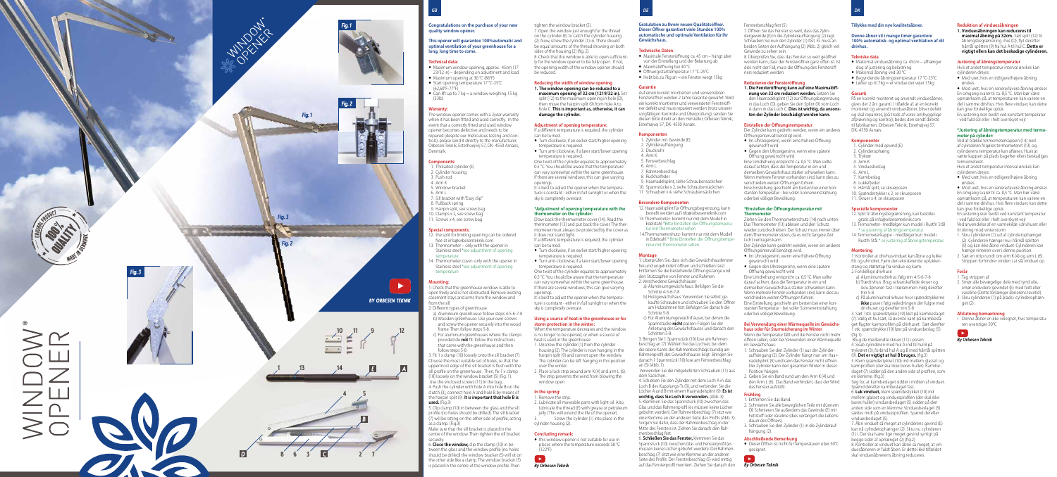# WINDOW OPENER

BY ORBESEN TEKNIK

## GB

**Congratulations on the purchase of your new quality window opener.**

**This opener will guarantee 100% automatic and optimal ventilation of your greenhouse for a long, long time to come.**

### Technical data:

- Maximum window opening, approx. 45cm (17 23/32 in) – depending on adjustment and load
- Maximum opening at 30°C (86°F)
- Start opening temperature 17°C-25°C (62.60°F-77°F)
- Can lift up to 7 kg = a window weighing 15 kg (33lb)

### Warranty:

The window opener comes with a 2 year warranty when it has been fitted and used correctly. In the event that a correctly fitted and used window opener becomes defective and needs to be repaired (despite our meticulous testing and controls), please send it directly to the manufacturer, Orbesen Teknik, Esterhoejvej 57, DK- 4550 Asnaes, Denmark.

### Components:

1. Threaded cylinder (E)
2. Cylinder housing
3. Push rod
4. Arm K
5. Window bracket
6. Arm L
7. Sill bracket with "Easy clip"
8. Pullback spring
9. Hairpin split, see screw bag
10. Clamps x 2, see screw bag
11. Screws x 4, see screw bag

### Special components:

12. The split for limiting opening can be ordered free at info@orbesenteknik.com
13. Thermometer – only with the opener in Stainless steel *see adjustment of opening temperature
14. Thermometer cover- only with the opener in Stainless steel *see adjustment of opening temperature

### Mounting:

1. Check that the greenhouse window is able to open freely and is not obstructed. Remove existing casement stays and arms from the window and from the sill.
2. Different types of greenhouse
   a) Aluminium greenhouse: follow steps 4-5-6-7-8
   b) Wooden greenhouse: Use your own screws and screw the opener securely into the wood frame. Then follow steps 5-8.
   c) For aluminium greenhouses where the clamps provided do **not** fit: follow the instructions that came with the greenhouse and then follow steps 5-8.
3. Fit 1 x clamp (10) loosely onto the sill bracket (7). Choose the most suitable set of holes, so that the uppermost edge of the sill bracket is flush with the sill profile on the greenhouse. Then, fit 1 x clamp (10) loosely on the window bracket (5) (Fig. 1). Use the enclosed screws (11) in the bag.
4. Push the cylinder with hole A into hole B on the clutch (3), connect hole A and hole B by means of the hairpin split (9). **It is important that hole B is used.** (Fig. 1)
5. Clip clamp (10) in between the glass and the sill profile (no holes should be drilled). The sill bracket (7) will be sitting on the other side of profile, acting as a clamp. (Fig.3)
   Make sure that the sill bracket is placed in the centre of the window. Then tighten the sill bracket securely.
6. **Close the window,** clip the clamp (10) in between the glass and the window profile (no holes should be drilled) the window bracket (5) will sit on the other side like a clamp. The window bracket (5) is placed in the centre of the window profile. Then tighten the window bracket (5).
7. Open the window just enough for the thread on the cylinder (E) to catch the cylinder housing (2). Now, screw the cylinder (1) in. There should be equal amounts of the thread showing on both sides of the housing (2) (fig. 2).
8. Check that the window is able to open sufficiently for the window opener to be fully open. If not, the opening width of the window opener should be reduced.

### Reducing the width of window opening

**1. The window opening can be reduced to a maximum opening of 32 cm (1219/32 in).** Set split (12) to the maximum opening (12) in hole (D), then move the hairpin split (9) from hole A to hole C. **This is important as, otherwise, it can damage the cylinder.**

### Adjustment of opening temperature:

If a different temperature is required, the cylinder can be turned.

- Turn clockwise, if an earlier start/higher opening temperature is required
- Turn anti-clockwise, if a later start/lower opening temperature is required.

One twist of the cylinder equates to approximately 0.5 °C. You should be aware that the temperature can vary somewhat within the same greenhouse. If there are several windows, this can give varying openings.

It is best to adjust the opener when the temperature is constant - either in full sunlight or when the sky is completely overcast.

### *Adjustment of opening temperature with the thermometer on the cylinder:

Draw back the thermometer cover (14). Read the thermometer (13) and put back the cover. The thermometer must always be protected by the cover as it does not stand light.

If a different temperature is required, the cylinder can be turned.

- Turn clockwise, if an earlier start/higher opening temperature is required.
- Turn anti-clockwise, if a later start/lower opening temperature is required.

One twist of the cylinder equates to approximately 0.5 °C. You should be aware that the temperature can vary somewhat within the same greenhouse. If there are several windows, this can give varying openings.

It is best to adjust the opener when the temperature is constant - either in full sunlight or when the sky is completely overcast.

### Using a source of heat in the greenhouse or for storm protection in the winter:

When the temperature decreases and the window is no longer to be opened, or when a source of heat is used in the greenhouse:

1. Unscrew the cylinder (1) from the cylinder housing (2). The cylinder is now hanging in the hairpin split (9) and cannot open the window. The cylinder can be left hanging in this position over the winter.
2. Place a lock strip around arm K (4) and arm L (6). The strip prevents the wind from blowing the window open.

### In the spring:

1. Remove the strip.
2. Lubricate all moveable parts with light oil. Also, lubricate the thread (E) with grease or petroleum jelly (This will extend the life of the opener).
3. Screw the cylinder (1) into place in the cylinder housing (2).

### Concluding remark:

- this window opener is not suitable for use in places where the temperature exceeds 50 °C (122°F)

*By Orbesen Teknik*

## DE

**Gratulation zu Ihrem neuen Qualitätsöffner. Dieser Öffner garantiert viele Stunden 100% automatische und optimale Ventilation für Ihr Gewächshaus.**

### Technische Daten

- Maximale Fensteröffnung ca. 45 cm – hängt aber von der Einstellung und der Belastung ab
- Maximalöffnung bei 30°C
- Öffnungsstarttemperatur 17°C-25°C
- Hebt bis zu 7kg an = ein Fenster wiegt 15kg

### Garantie

Auf einen korrekt montierten und verwendeten Fensteröffner werden 2 Jahre Garantie gewährt. Wird ein korrekt montierter und verwendeter Fensteröffner defekt und muss repariert werden (trotz unserer sorgfältigen Kontrolle und Überprüfung), senden Sie diesen bitte direkt an den Hersteller, Orbesen Teknik, Esterhøjvej 57, DK- 4550 Asnæs.

### Komponenten

1. Zylinder mit Gewinde (E)
2. Zylinderaufhängung
3. Druckrohr
4. Arm K
5. Fensterbeschlag
6. Arm L
7. Rahmenbeschlag
8. Rückholfeder
9. Haarnadelsplint, siehe Schraubensäckchen
10. Spannstücke x 2, siehe Schraubensäckchen
11. Schrauben x 4, siehe Schraubensäckchen

### Besondere Komponenten

12. Haarnadelsplint für Öffnungsbegrenzung, kann bestellt werden auf info@orbesenteknik.com
13. Thermometer- kommt nur mit dem Modell in Edelstahl * Bitte Einstellen der Öffnungstemperatur mit Thermometer sehen
14. Thermometerschutz- kommt nur mit dem Modell in Edelstahl * Bitte Einstellen der Öffnungstemperatur mit Thermometer sehen

### Montage

1. Überprüfen Sie, dass sich das Gewächshausfenster frei und ungehindert öffnen und schließen lässt. Entfernen Sie die bestehende Öffnungsstange und den Stützzapfen von Fenster und Rahmen.
2. Verschiedene Gewächshäuser
   a) Aluminiumgewächshaus: Befolgen Sie die Schritte 4-5-6-7-8
   b) Holzgewächshaus: Verwenden Sie selbst gekaufte Schrauben und schrauben Sie den Öffner am Holzrahmen fest. Befolgen Sie danach die Schritte 5-8.
   c) Für Aluminiumgewächshäuser, bei denen die Spannstücke **nicht** passen: Folgen Sie der Anleitung des Gewächshauses und danach den Schritten 5-8.
3. Bringen Sie 1 Spannstück (10) lose am Rahmenbeschlag an (7). Wählen Sie das Lochset, bei dem die obere Kante des Rahmenbeschlags bündig am Rahmenprofil des Gewächshauses liegt. Bringen Sie danach 1 Spannstück (10) lose am Fensterbeschlag an (5) (Abb. 1).
   Verwenden Sie die mitgelieferten Schrauben (11) aus dem Säckchen.
4. Schieben Sie den Zylinder mit dem Loch A in das Loch B des Kupplungs-Ts (3), und verbinden Sie die Löcher A und B mit einem Haarnadelsplint (9). **Es ist wichtig, dass Sie Loch B verwenden.** (Abb. 3)
5. Klemmen Sie das Spannstück (10) zwischen das Glas und das Rahmenprofil (es müssen keine Löcher gebohrt werden). Der Rahmenbeschlag (7) sitzt wie eine Klemme an der anderen Seite des Profils (Abb. 3). Sorgen Sie dafür, dass der Rahmenbeschlag in der Mitte des Fensters ist. Ziehen Sie danach den Rahmenbeschlag fest.
6. **Schließen Sie das Fenster,** klemmen Sie das Spannstück (10) zwischen Glas und Fensterprofil (es müssen keine Löcher gebohrt werden). Der Rahmenbeschlag (7) sitzt wie eine Klemme an der anderen Seite des Profils. Der Fensterbeschlag (5) wird mittig auf das Fensterprofil montiert. Ziehen Sie danach den Fensterbeschlag fest (5).
7. Öffnen Sie das Fenster so weit, dass das Zylindergewinde (E) in die Zylinderaufhängung (2) ragt. Schrauben Sie nun den Zylinder (1) fest. Es muss an beiden Seiten der Aufhängung (2) (Abb. 2) gleich viel Gewinde zu sehen sein.
8. Überprüfen Sie, dass das Fenster so weit geöffnet werden kann, dass der Fensteröffner ganz öffnen ist. Ist dies nicht der Fall, muss die Öffnung des Fensteröffners reduziert werden.

### Reduzieren der Fensteröffnung

**1. Die Fensteröffnung kann auf eine Maximalöffnung von 32 cm reduziert werden.** Setzen Sie den Haarnadelsplint (12) zur Öffnungsbegrenzung in das Loch (D), geben Sie den Splint (9) vom Loch A dann in das Loch C. **Dies ist wichtig, da ansonsten der Zylinder beschädigt werden kann.**

### Einstellen der Öffnungstemperatur

Der Zylinder kann gedreht werden, wenn ein anderes Öffnungsintervall benötigt wird.

- Im Uhrzeigersinn, wenn eine frühere Öffnung gewünscht wird
- Gegen den Uhrzeigersinn, wenn eine spätere Öffnung gewünscht wird

Eine Umdrehung entspricht ca. 0,5 °C. Man sollte darauf achten, dass die Temperatur in ein und demselben Gewächshaus stärker schwanken kann. Wenn mehrere Fenster vorhanden sind, kann dies zu verschieden weiten Öffnungen führen.

Eine Einstellung geschieht am besten bei einer konstanten Temperatur - bei voller Sonneneinstrahlung oder bei völliger Bewölkung.

### *Einstellen der Öffnungstemperatur mit Thermometer

Ziehen Sie den Thermometerschutz (14) nach unten. Das Thermometer (13) ablesen und den Schutz wieder zurückschieben. Der Schutz muss immer über dem Thermometer stehen, da es nicht länger Zeit Licht vertragen kann.

Der Zylinder kann gedreht werden, wenn ein anderes Öffnungsintervall benötigt wird.

- Im Uhrzeigersinn, wenn eine frühere Öffnung gewünscht wird
- Gegen den Uhrzeigersinn, wenn eine spätere Öffnung gewünscht wird

Eine Umdrehung entspricht ca. 0,5 °C. Man sollte darauf achten, dass die Temperatur in ein und demselben Gewächshaus stärker schwanken kann. Wenn mehrere Fenster vorhanden sind, kann dies zu verschieden weiten Öffnungen führen.

Eine Einstellung geschieht am besten bei einer konstanten Temperatur - bei voller Sonneneinstrahlung oder bei völliger Bewölkung.

### Bei Verwendung einer Wärmequelle im Gewächshaus oder für Sturmsicherung im Winter

Wenn die Temperatur fällt und die Fenster nicht mehr öffnen sollen, oder bei Verwenden einer Wärmequelle im Gewächshaus:

1. Schrauben Sie den Zylinder (1) aus der Zylinderaufhängung (2). Der Zylinder hängt nun am Haarnadelsplint (9) und kann das Fenster nicht öffnen. Der Zylinder kann den gesamten Winter in dieser Position hängen.
2. Geben Sie ein Band rund um den Arm K (4) und den Arm L (6). Das Band verhindert, dass der Wind das Fenster aufreißt.

### Frühling

1. Entfernen Sie das Band.
2. Schmieren Sie alle beweglichen Teile mit dünnem Öl. Schmieren Sie außerdem das Gewinde (E) mit Fettstoff oder Vaseline (dies verlängert die Lebensdauer des Öffners).
3. Schrauben Sie den Zylinder (1) in die Zylinderaufhängung (2).

### Abschließende Bemerkung

- Dieser Öffner ist nicht für Temperaturen über 50°C geeignet.

*By Orbesen Teknik*

## DK

**Tillykke med din nye kvalitetsåbner.**

**Denne åbner vil i mange timer garantere 100% automatisk- og optimal ventilation af dit drivhus.**

### Tekniske data

- Maksimal vinduesåbning ca. 45cm – afhænger dog af justering og belastning
- Maksimal åbning ved 30 °C
- Begyndende åbningstemperatur 17 °C-25°C
- Løfter op til 7kg = et vindue der vejer 15kg

### Garanti

På en korrekt monteret og anvendt vinduesåbner, gives der 2 års garanti. I tilfælde af, at en korrekt monteret og anvendt vinduesåbner, bliver defekt og skal repareres, (på trods af vores omhyggelige afprøvning og kontrol), bedes den sendt direkte til fabrikanten, Orbesen Teknik, Esterhøjvej 57, DK- 4550 Asnæs.

### Komponenter

1. Cylinder med gevind (E)
2. Cylinderophæng
3. Trykrør
4. Arm K
5. Vinduesbeslag
6. Arm L
7. Karmbeslag
8. Lukkefjeder
9. Hårnål split, se skruepose
10. Spændestykker x 2, se skruepose
11. Skruer x 4, se skruepose

### Specielle komponenter

12. Split til åbningsbegrænsning, kan bestilles gratis på info@orbesenteknik.com
13. Termometer- medfølger kun model i Rustfri Stål * se justering af åbningstemperatur
14. Termometerkappe - medfølger kun model i Rustfri Stål * se justering af åbningstemperatur

### Montering

1. Kontroller at drivhusvinduet kan åbne og lukke frit og uhindret. Fjern den eksisterende oplukkerstang og støttetap fra vindue og karm.
2. Forskellige drivhuse
   a) Aluminiumsdrivhus: følg trin 4-5-6-7-8
   b) Trædrivhus: Brug selvkøbte skruer og skru åbneren fast i trærammen. Følg derefter trin 5-8
   c) På aluminiumsdrivhuse hvor spændstykkerne **ikke** passer: følg vejledningen der fulgte med drivhuset og derefter trin 5-8
3. Sæt 1stk. spændstykke (10) løst på karmbeslaget (7). Vælg et hul sæt, så øverste kant på karmbeslaget flugter karmprofilen på drivhuset. Sæt derefter 1 stk. spændstykke (10) løst på vinduesbeslag (5) (fig.1)
   Brug de medsendte skruer (11) i posen.
4. Skub cylinderen med hul A ind til hul B på trykrøret (3), forbind hul A og B med hårnål splitten (9). **Det er vigtigt at hul B bruges.** (fig.3)
5. Klem spændestykket (10) ind mellem glasset og karmprofilen (der skal ikke bores huller). Karmbeslaget (7) sidder på den anden side af profilen, som en klemme. (fig.3)
   Sørg for, at karmbeslaget sidder i midten af vinduet. Spænd derefter karmbeslaget fast.
6. **Luk vinduet,** klem spændestykket (10) ind mellem glasset og vinduesprofilen (der skal ikke bores huller) vinduesbeslaget (5) sidder på den anden side som en klemme. Vinduesbeslaget (5) sættes midt på vinduesprofilen. Spænd derefter vinduesbeslaget (5).
7. Åbn vinduet så meget at cylinderens gevind (E) kan nå cylinderophænget (2). Skru nu cylinderen (1) i. Der skal være lige meget gevind synligt på begge sider af ophænget (2) (fig.2).
8. Kontroller at vinduet kan åbne så meget, at vinduesåbneren er fuldt åben. Er dette ikke tilfældet skal vinduesåbnerens åbning reduceres.

### Reduktion af vinduesåbningen

**1. Vinduesåbningen kan reduceres til maximal åbning på 32cm.** Sæt split (12) til åbningsbegrænsning i hul (D), flyt derefter hårnål splitten (9) fra hul A til hul C. **Dette er vigtigt ellers kan det beskadige cylinderen.**

### Justering af åbningstemperatur

Hvis et andet temperatur interval ønskes kan cylinderen drejes.

- Med uret, hvis en tidligere/højere åbning ønskes
- Mod uret, hvis en senere/lavere åbning ønskes

En omgang svarer til ca. 0,5 °C. Man bør være opmærksom på, at temperaturen kan variere en del i samme drivhus. Hvis flere vinduer, kan dette kan give forskellige opluk.

En justering sker bedst ved konstant temperatur - ved fuld sol eller i helt overskyet vejr

### *Justering af åbningstemperatur med termometer på cylinder.

Ved at trække termometerkappen (14) ned af cylinderen/frigøres termometeret (13) og cylinderens temperatur kan aflæses. Husk at sætte kappen på plads bagefter ellers beskadiges termometeret.

Hvis et andet temperatur interval ønskes kan cylinderen drejes.

- Med uret, hvis en tidligere/højere åbning ønskes
- Mod uret, hvis en senere/lavere åbning ønskes

En omgang svarer til ca. 0,5 °C. Man bør være opmærksom på, at temperaturen kan variere en del i samme drivhus. Hvis flere vinduer, kan dette kan give forskellige opluk.

En justering sker bedst ved konstant temperatur - ved fuld sol eller i helt overskyet vejr.

Ved anvendelse af en varmekilde i drivhuset eller til sikring mod vinterstorm

1. Skru cylinderen (1) ud af cylinderophænget (2). Cylinderen hænger nu i hårnål splitten (9) og kan ikke åbne vinduet. Cylinderen kan hænge vinteren over i denne position
2. Sæt en strip rundt om arm K (4) og arm L (6). Strippen forhindrer vinden i at slå vinduet op.

### Forår

1. Tag strippen af
2. Smør alle bevægelige dele med tynd olie, smør endvidere gevindet (E) med fedt eller vaseline (Dette forlænger åbnerens levetid)
3. Skru cylinderen (1) på plads i cylinderophænget (2)

### Afsluttende bemærkning

- Denne åbner er ikke velegnet, hvis temperaturen overstiger 50°C

*By Orbesen Teknik*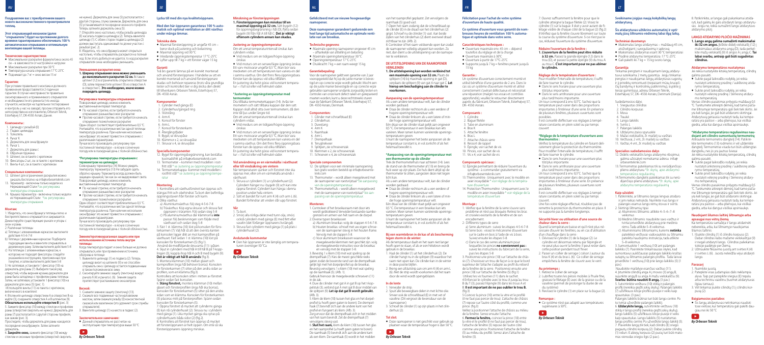RU

**Поздравляем вас с приобретением вашего нового высококачественного проветривателя теплиц.**

**Этот открывающий механизм (далее "открыватель") будет на протяжении долгого времени гарантированно обеспечивать 100% автоматическое открывание и оптимальную вентиляцию вашей теплицы.**

**Технические характеристики:**

- Максимальное раскрытие форточки/окна около 45 см – в зависимости от настройки и натяжки
- Максимальное раскрытие при 30°C
- Температура начала открывания 17°C-25°C
- Поднимает до 7 кг = окно весом 15 кг

**Гарантия:**

При условии правильного монтажа и должного применения предоставляется 2-годичная гарантия. В случае неисправности правильно смонтированного и применяемого открывателя и необходимости его ремонта по иному случаю, в любом случае гарантия не сохраняется. Если имеет место неисправность прибора, просим при необходимости и не сохраняется претензия с контролером, то неисправный открыватель отправляется непосредственно изготовителю: Orbesen Teknik, Esterhøjvej 57, DK-4550 Asnæs, Дания.

**Компоненты:**

1. Цилиндр с резьбой (E)
2. Подвес цилиндра
3. Толкатель
4. Рычаг K
5. Держатель для окна/фрамуги
6. Рычаг L
7. Держатель для рамы с
8. Обратная пружина
9. Шплинт, см. в пакете с крепежом
10. Фиксатор к., см. в пакете с крепежом
11. Винты 4 шт., см. в пакете с крепежом

**Специальные компоненты:**

12. Шплинт для ограничения раскрытия можно заказать бесплатно на info@orbesenteknik.com
13. Термометр – включен в только модели из Нержавеющей Стали (\*см. регулировка температуры открывания)
14. Крышка термометра - включены только модели из Нержавеющей Стали. \*См. регулировка температуры открывания.

**Монтаж:**

1. Убедитесь, что окно/фрамуга теплицы легко и беспрепятственно открывается и закрывается. Демонтируйте существующие рычаги и упоры с окон и рамы.
2. Различные теплицы:
а) Теплицы с алюминиевым каркасом: выполните действия 4-5-6-7-8
b) Теплицы с деревянным каркасом: Подберите подходящие винты и выполните отверстия в деревянной раме. Затем выполните действия 5-8.
с) На теплицах с алюминиевым каркасом, к которому не подходят фиксаторы, следуйте указаниям в инструкциях, приложенных при покупке, а затем выполните действия 5-8.
3. На теплицах установите 1 фиксатор (10) на держатель для рамы (7). Выберите сначала ряд отверстий, чтобы верхняя кромка держателя для рамы была находилась с профилем рамы теплицы. Затем, не затягивая, установите 1 фиксатор (10) на держатель для окна (5) (рис. 1).
Используйте винты (11) из пакета с крепежом, включенного в комплект.
4. Установите цилиндр открывателя. А в отверстии B на цифру (9), соединение отверстий (9) шплинтом (9). **Обязательно используйте отверстие В** (рис. 3)
5. Закрепите фиксатор (10) между стеклом и профилем рамы (отверстия направлены вверх). Держатель для рамы (7) располагается с другой стороны профиля, как шнур (рис. 4).
Проследите, чтобы держатель для рамы находился посередине окна/фрамуги. Затем затяните держатель.
6. **Закройте окно,** зажмите фиксатор (10) между стеклом и оконным профилем (отверстия смотрят

не нужно). Держатель для окна (5) располагается с другой стороны, как шнур, стороны окна. Держатель для окна (5) устанавливается посередине оконного профиля. Теперь затяните держатель окна (5).
7. Откройте окно настолько, чтобы кронштейн цилиндра (E) касались подвеса цилиндра (2). Теперь вкините цилиндр (1) С обеих сторон подвеса цилиндра (2) должен выступать одинаковой по длине участок с резьбой (рис. 2).
8. Убедитесь, что окно/фрамуга может открыться настолько, чтобы открыватель раскрылся на полный ход. Если этого добиться не удается, то ход раскрытия открывателя окна необходимо уменьшить.

**Уменьшение раскрытия окна:**

**1. Широкое открывание окна можно уменьшить до максимального раскрытия 32 см.** Вставьте шплинт (12) в ограничитель открытия в отверстии (D), далее переместите шплинт (9) и вставьте его в отверстие C. **Это необходимо, иначе можно повредить цилиндр.**

**Регулировка температуры открывания:**

Поворачивая цилиндр, можно изменить выставленную начальную температуру:

- По часовой стрелке, если требуется начинать открывание раньше/высокое раскрытие
- Против часовой стрелки, если требуется начинать открывание позже/низкое раскрытие

Один оборот соответствует приблизительно 0,5 °C. Учитывайте, что в различных местах одной теплицы температура различна. При наличии нескольких окон/фрамуг это может привести к открыванию с различными показаниями.
Лучше всего производить регулировку при постоянной температуре – в ясную солнечную погоду или в пасмурный день с полной облачностью.

**\*Регулировка температуры открывания с термометром на цилиндре:**

Снимите крышку термометра (14). Можно увидеть термометр термометра (13). Если требуется, обратно крышку. Термометр всегда должен быть защищен крышкой, так как он не выдерживает света. Поворачивая цилиндр, можно изменить выставленную начальную температуру:

- По часовой стрелке, если требуется начинать открывание раньше/высокое раскрытие
- Против часовой стрелки, если требуется начинать открывание позже/низкое раскрытие

Один оборот соответствует приблизительно 0,5 °C. Учитывайте, что в различных местах одной теплицы температура различна. При наличии нескольких окон/фрамуг это может привести к открыванию с различными показаниями.
Лучше всего производить регулировку при постоянной температуре – в ясную солнечную погоду или в пасмурный день с полной облачностью.

**Зимнее/противоураганная защитная при использовании установки теплицы внутри теплицы:**

Когда температура падает и окно больше не должно открываться, или при применении отопления обогрева теплицы:

1. Вывинтите цилиндр (1) из подвеса (2). Теперь цилиндр вносят на шплинте (9) и не способен открывать окно. Цилиндр сохраняется подвешенным в тепло/положительном виде.
2. Смонтируйте зимнюю защиту (печатную) внутрь рычага К (4) и рычага L (6). Зимняя защита препятствует раскачиванию окна ветром

**Весной:**

1. Снимите зимнюю защиту (печатную) (13).
2. Смажьте все подвижные части вазелиновым маслом, затем смажьте резьбу (E) консистентной смазкой или вазелином (это облегчит ссыс служебы открывателя).
3. Ввинтите цилиндр (1) на место в подвес (2).

**Заключительное замечание:**

- Данные открыватели не рассчитаны на эксплуатацию при температуре выше 50 °C

*By Orbesen Teknik*

SE

**Lycka till med din nya kvalitetsöppnare.**

**Med den här öppnaren garanteras 100 % automatisk och optimal ventilation av ditt växthus under många timmar.**

**Tekniska data**

- Maximal fönsteröppning är ungefär 45 cm – beror dock på justering och belastning
- Maximal öppning vid 30 °C
- Inledande öppningstemperatur 17°C-25°C
- Lyfter upp till 7 kg = ett fönster väger 15 kg

**Garanti**

Två års garanti lämnas på en korrekt monterad och använd fönsteröppnare. I händelse av att en korrekt monterad och använd fönsteröppnare skadas och behöver repareras (trots våra grundliga tester och kontroller) ber vi dig skicka den direkt till tillverkaren: Orbesen Teknik, Esterhøjvej 57, DK-4550 Asnæs.

**Komponenter**

1. Cylinder med gänga (E)
2. Cylinderhus/gängad ring
3. Slutstång
4. Arm K
5. Konsol för fönster
6. Arm L
7. Konsol för fönsterkarm
8. Återgångsfjäder
9. Bygel, se skruvpåse
10. Klämmor x 2, se skruvpåse
11. Skruvar x 4, se skruvpåse

**Speciella komponenter**

12. Bygel för öppningsbegränsning, kan beställas kostnadsfritt på info@orbesenteknik.com
13. Termometer – kommer med modellen i rostfritt stål \* se Justering av öppningstemperatur
14. Termometerskydd – kommer med modellen i rostfritt stål \* se Justering av öppningstemperatur

**Montering**

1. Kontrollera att växthusfönstret kan öppnas och stängas fritt och obehindrat. Ta bort den befintliga öppningsstaven från fönster och karm.
2. Olika växthus
a) Aluminiumväxthus: följ steg 4-5-6-7-8
b) Träväxthus: Köp egna skruvar och skruva fast öppnaren i trä karmen. Följ sedan steg 5-8
c) På aluminiumväxthus där klämmorna **inte** passar följ beskrivningen som följde med växthuset och sedan steg 5-8
3. Fäst en 1. klämma (10) löst på konsolen för fönsterkarmen (7). Välj hål så att den övre kanten av konsolen ligger jäms med karmprofilen på växthuset. Fäst sedan 1 st. klämma (10) löst på konsolen för fönsterkarmen (5) (fig.1).
Använd de medföljande skruvarna (11) i påsen.
4. Skjut in cylindern med hål A till hål B på Tilloppningen (3), koppla ihop hål A och B med bygeln (9). **Det är viktigt att hål B används** (fig.3).
5. Montera klämman (10) mellan glaset och karmprofilen (enga hål behöver borras). Konsolen för fönsterkarmen (7) sitter på den andra sidan av profilen, som en klämma (fig.4).
Kontrollera att konsolen sitter i mitten av fönstret. Spänn sedan fast konsolen.
6. **Stäng fönstret,** montera klämman (10) mellan glaset och fönsterprofilen (inga hål ska borras). Konsolen för fönsterkarmen (5) sitter på den andra sidan som en klämma. Konsolen för fönsterkarmen (5) placeras mitt på fönsterprofilen. Spänn sedan konsolen för fönsterkarmen (5).
7. Öppna fönstret så mycket att cylinderns gänga (E) kan nå cylinderhuset (2). Skruva nu i cylindern med gänga (1). Lika mycket gänga ska synas på cylinderhusets båda sidor (2) (fig.2).
8. Kontrollera att fönstret kan öppnas så mycket att fönsteröppnaren är helt öppen. Om inte så ska fönsteröppnarens öppning minskas.

**Minskning av fönsteröppningen**

**1. Fönsteröppningen kan minskas till en maximal öppning på 32 cm.** Sätt bygeln (12) för öppningsbegränsning i hål (D), flytta sedan bygeln (9) från hål A till hål C. **Det är viktigt eftersom cylindern annars kan skadas.**

**Justering av öppningstemperatur**

Om ett annat temperaturintervall önskas kan cylindern vridas.

- Vrid medurs om en tidigare/högre öppning önskas
- Vrid moturs om en senare/lägre öppning önskas

Ett varv motsvarar ungefär 0,5 °C. Man bör vara medveten om att temperaturen kan variera en del i samma växthus. Om det finns flera öppningsbara fönster kan de öppnas vid olika tillfällen.
En justering ska helst göras vid konstant temperatur – i full sol eller vid helmulet väder.

**\*Justering av öppningstemperatur med termometer**

Dra tillbaka termometerkappan (14). Avläs termometern och sätt tillbaka kappan när den satt. Kappan skall alltid sitta över termometern, då den inte tål ljus under längre tid.
Om ett annat temperaturintervall önskas kan cylindern vridas.

- Vrid medurs om en tidigare/högre öppning önskas
- Vrid moturs om en senare/lägre öppning önskas

Ett varv motsvarar ungefär 0,5 °C. Man bör vara medveten om att temperaturen kan variera en del i samma växthus. Om det finns flera öppningsbara fönster kan de öppnas vid olika tillfällen.
En justering ska helst göras vid konstant temperatur – i full sol eller vid helmulet väder.

**Vid användning av en värmekälla i växthuset eller till vinddämpning om vintern**

När temperaturen sjunker och fönstret inte ska öppnas mer, eller om en värmekälla används i växthuset:

1. Skruva ur cylindern (1) ur cylinderhuset (2). Cylindern hänger nu i bygeln (9) och kan inte öppna fönstret. Cylindern kan hänga i denna position under hela vintern.
2. Sätt ett bandet för runt arm K (4) och arm L (6). Bandet förhindrar att vinden slår upp fönstret.

**Vår**

1. Ta bort
2. Smörj alla rörliga delar med tunn olja, smörj också (E) cylindern med gänga (E) med fett eller vaselin (det förlänger öppnarens livslängd).
3. Skruva fast cylindern med gänga (1) på plats i cylinderhuset (2)

**Avslutande kommentar**

- Den här öppnaren är inte lämplig om temperaturen överstiger 50 °Ca

*By Orbesen Teknik*

NL

**Gefeliciteerd met uw nieuwe hoogwaardige raamopener.**

**Deze raamopener garandeert gedurende een heel lange tijd automatische en optimale ventilatie van uw broeikas.**

**Technische gegevens**

- Maximale opening raamopener ongeveer 45 cm – afhankelijk van afstelling en belasting
- Maximale openingstemperatuur 30 °C
- Openingstemperatuur 17°C-25°C
- Drukkracht 7 kg = een raam weegt 15 kg

**Garantiebepaling:**

Voor de raamopener geldt een garantie van 2 jaar voorzegesteld dat hij op de juiste manier is bevestigd en correct wordt gebruikt. Mocht een op de juiste manier bevestigde en op correcte wijze gebruikte raamopener ondanks zorgvuldig testen en controles van onze kant defect raken en gerepareerd moeten worden, kunt u deze rechtstreeks sturen naar de fabrikant Orbesen Teknik, Esterhøjvej 57, DK-4550 Asnæs, Denemarken.

**Componenten:**

1. Cilinder met schroefdraad (E)
2. Cilinderhuis
3. Duwstang
4. Arm K
5. Raamhaak
6. Arm L
7. Drempelhaak
8. Terugtrekveer
9. Splitpen, zie schroevenzak
10. Klemmen x 2, zie schroevenzak
11. Schroeven x 4, zie schroevenzak

**Speciale componenten**

12. De splitpen voor een minimale raamopening kan gratis worden besteld op info@orbesenteknik.com
13. Thermometer – wordt alleen meegeleverd met de raamopener van roestvrijstaal \*Zie aanpassing van de openingstemperatuur
14. Thermometerhuls – wordt alleen meegeleverd met de raamopener van roestvrijstaal \*zie aanpassing van de openingstemperatuur

**Monteren:**

1. Controleer of het broeikasraam met deur iets wordt geblokkeerd. Verwijder bestaande raamregelaars en ramen van het raam en de drempel.
2. Diverse typen broeikassen
a) Aluminium broeikas: volg de stappen 4-5-6-7-8
b) Houten broeikas: schroef met uw eigen schroeven de raamopener stevig in het houten frame. Vervolg met de stappen 5-8
c) Voor aluminium broeikassen waarvoor de meegeleverde klemmen niet geschikt zijn: volg de meegeleverde instructies voor de broeikas en vervolg met de stappen 5-8.
3. Bevestig 1 x klem (10) met wat speling op de drempelhaak (7). Kies de meest geschikte reeks gaten zodat de bovenste rand van de drempelhaak gelijk ligt met het drempelprofiel op de broeikas. Bevestig vervolgens 1 x klem (10) met wat speling op de raamhaak (5) (Afb. 1).
Gebruik hiervoor de meegeleverde schroeven (11) in de zak.
4. Duw de cilinder met gat A in gat B op het 1 koppelstuk (3), verbind gat A met gat B door middel van de splitpen (9). **Let op dat gat B wordt gebruikt.** (Afb. 3).
5. Klem de klem (10) tussen het glas en het dorpelprofiel (u hoeft geen gaten te boren). De drempelhaak (7) bevindt zich aan de andere kant van het profiel en fungeert als klem (Afb. 3).
Zorg ervoor dat de drempelhaak zich in het midden van het raam bevindt. Zet de drempelhaak (7) vervolgens stevig vast.
6. **Sluit het raam,** klem de klem (10) tussen het glas en het raamprofiel (u hoeft geen gaten te boren). De raamhaak (5) bevindt zich aan de andere kant als een klem. De raamhaak (5) wordt in het midden

van het raamprofiel geplaatst. Zet vervolgens de raamhaak (5) goed vast.
7. Open het raam zodanig dat de schroefdraad op de cilinder (E) in de draad van het cilinderhuis (2) grijpt. Schroef nu de cilinder (1) vast. Aan beide zijden van het cilinderhuis (2) dient evenveel draad zichtbaar te zijn (Afb. 2).
8. Controleer of het raam voldoende open kan zodat de raamopener volledig uitgezet kan worden. Zo niet, dan dient u de uitstelopening van de raamopener te verkleinen.

**DE UITSTELOPENING VAN DE RAAMOPENER VERKLEINEN**

**1. De uitstelopening kan worden verkleind tot een maximale opening van 32 cm.** Plaats de splitpen (14) bij maximale opening in gat (D), verplaats de splitpen (9) van gat A naar gat C. **Let hierop om beschadiging aan de cilinder te voorkomen.**

**Aanpassing van de openingstemperatuur**

Als u een andere temperatuur wilt, kan de cilinder worden gedraaid.

- Draai de cilinder rechtsom als u een eerdere of hogere openingstemperatuur wilt.
- Draai de cilinder linksom als u een latere of minder hoge openingstemperatuur wilt.

Eén draai van de cilinder staat gelijk aan ongeveer 0,5 °C. De temperatuur in een broeikas kan iets variëren. Meer ramen kunnen variërende openingstemperaturen geven.
U kunt de raamopener het beste aanpassen als de temperatuur constant is, in vol zonlicht of als het helemaal bewolkt is.

**\*Aanpassing van de openingstemperatuur met een thermometer op de cilinder**

Trek de thermometerhuls naar achteren (14). Lees de stand van de thermometer af (13) en breng de huls weer op zijn plaats. De huls dient altijd op de thermometer te zitten, aangezien deze niet tegen licht kan.
Als u een andere temperatuur wilt, kan de cilinder worden gedraaid.

- Draai de cilinder rechtsom als u een eerdere of hogere openingstemperatuur wilt.
- Draai de cilinder linksom als u een latere of minder hoge openingstemperatuur wilt.

Eén draai van de cilinder staat gelijk aan ongeveer 0,5 °C. De temperatuur in een broeikas kan iets variëren. Meer ramen kunnen variërende openingstemperaturen geven.
U kunt de raamopener het beste aanpassen als de temperatuur constant is, in vol zonlicht of als het helemaal bewolkt is.

**Bij een warmtebron in de kas of als bescherming tegen storm in de winter:**

Als de temperatuur daalt en het raam niet langer hoeft open te staan, of als er een hittebron wordt gebruikt in de broeikas:

1. Haal de cilinder (1) uit het cilinderhuis (2). De cilinder hangt nu in de splitpen (9) waardoor het raam niet open kan. De cilinder kan in de winter in deze positie blijven.
2. Breng een afsluiting aan om arm K (4) en arm L (6). Met de strip wordt voorkomen dat het raam door de wind wordt opengeblazen.

**In de lente**

1. Verwijder de strip.
2. Smeer alle bewegende delen in met lichte olie. Smeer ook de schroefdraad (E) in met vet of vaseline (Dit verlengt de levensduur van de raamopener).
3. Schroef de cilinder (1) op zijn plaats in het cilinderhuis (2).

**Tot slot:**

- Deze raamopener is niet geschikt voor gebruik op plaatsen waar de temperatuur hoger is dan 50 °C.

*By Orbesen Teknik*

FR

**Félicitation pour l'achat de votre système d'ouverture de haute qualité.**

**Ce système d'ouverture vous garantit de nombreuses heures de ventilation 100% automatique et optimale dans votre serre.**

**Caractéristiques techniques :**

- Ouverture maximale env. 45 cm – dépend toutefois du réglage et de la charge
- Ouverture maximale à 30°C
- Ouverture à partir de 17°C-25°C
- Supporte jusqu'à 7 kg = fenêtres pesant jusqu'à 15 kg

**Garantie :**

Un système d'ouverture correctement monté et utilisé bénéficie d'une garantie de 2 ans. Dans le cas où un système d'ouverture monté et utilisé correctement s'avérait défectueux et nécessitait une réparation (malgré nos essais et contrôles approfondis), veuillez le retourner directement auprès du fabricant, Orbesen Teknik, Esterhøjvej 57, DK-4550 Asnæs.

**Composants :**

1. Cylindre
2. Bague filetée
3. Tube en aluminium
4. Bras K
5. Attache fenêtre
6. Bras L
7. Attache châssis serre
8. Ressort de rappel
9. Épingle, voir sachet de vis
10. Pinces, voir sachet de vis
11. Vis x 4, voir sachet de vis

**Composants spéciaux :**

12. Épingle permettant de réduire l'ouverture du système – à commander gratuitement via info@orbesenteknik.com
13. Thermomètre : Uniquement avec le modèle en acier inoxydable \* voir réglage de la température d'ouverture
14. Protection Thermomètre : Uniquement avec le modèle en acier inoxydable \* voir réglage de la température d'ouverture

**Montage :**

1. Vérifiez que la fenêtre de la serre s'ouvre sans problème et n'est pas bloquée. Retirez les bras et crosses existants de la fenêtre et de son encadrement.
2. Différents types de serre
a) Serre aluminium : suivez les étapes 4-5-6-7-8
b) Serre bois : vissez le mécanisme d'ouverture sur le cadre en bois à l'aide de vis à bois. Suivez ensuite les étapes 5-8
c) Dans le cas de serres aluminium pour lesquelles les pinces **ne conviennent pas** : suivez les instructions du fabricant de la serre, puis les étapes 5-8
3. Positionnez une pince (10) sur l'attache de châssis (7). Choisissez un trou de façon à ce que le bord supérieur de l'attache s'adapte au profil du rebord de la fenêtre de la serre. Positionnez ensuite une pince (10) sur l'attache de fenêtre (5) (fig.1)
Utilisez les vis fournies (11) dans le sachet.
4. Enfoncez le cylindre avec le trou A jusqu'au trou B (fig.3) (3), passez l'épingle (9) dans les trous A et B. **Il est important de ne pas oublier le trou B.** (fig.3)
5. Coincez la pince (10) entre la vitre et le profil (il ne faut pas percer de trou). L'attache de châssis (7) repose sur l'autre côté du profil, comme une pince (fig.3)
Veillez à positionner l'attache de châssis au milieu de la fenêtre. Serrez ensuite l'attache.
6. **Fermez la fenêtre,** coincez la pince (10) entre la vitre et le profil (il ne faut pas percer de trou), l'attache de fenêtre (5) repose de l'autre côté comme une pince. Positionnez l'attache de fenêtre (5) au milieu du profil. Serrez alors l'attache de fenêtre (5).

7. Ouvrez suffisamment la fenêtre pour que le cylindre atteigne la bague filetée (2). Vissez le cylindre (1) sur la bague. Il doit y avoir autant de filetage visible de chaque côté de la bague (2) (fig.2)
8. Vérifiez que la fenêtre s'ouvre librement sur toute la course du système d'ouverture. Si ce n'est pas le cas, réduisez l'ouverture du système d'ouverture.

**Réduire l'ouverture de la fenêtre :**

**1. L'ouverture de la fenêtre peut être réduite à 32 cm.** Passez la grande épingle (12) dans le trou (D), et passez la petite épingle (9) du trou A au trou C. **C'est important pour ne pas abîmer le cylindre.**

**Réglage de la température d'ouverture :**

Pour modifier l'intervalle de température, il suffit de faire tourner le cylindre.

- Dans le sens horaire pour une ouverture plus tôt/plus importante
- Dans le sens antihoraire pour une ouverture plus tard/moins importante

Un tour correspond à env. 0,5°C. Sachez que la température peut varier dans des proportions importantes à l'intérieur d'une serre. En présence de plusieurs fenêtres, plusieurs ouvertures sont possibles.
Il est conseillé d'effectuer vos réglages à température constante, en plein soleil ou par temps couvert.

**\*Réglage de la température d'ouverture avec thermomètre :**

Vérifiez la température du cylindre en faisant délicatement glisser la protection du thermomètre.
Pour modifier l'intervalle de température, il suffit de faire tourner le cylindre.

- Dans le sens horaire pour une ouverture plus tôt/plus importante
- Dans le sens antihoraire pour une ouverture plus tard/moins importante

Un tour correspond à env. 0,5°C. Sachez que la température peut varier dans des proportions importantes à l'intérieur d'une serre. En présence de plusieurs fenêtres, plusieurs ouvertures sont possibles.
Il est conseillé d'effectuer vos réglages à température constante, en plein soleil ou par temps couvert.
Une fois votre réglage effectué, n'oubliez pas de remettre la protection du thermomètre en place. Il ne supporte pas la lumière longtemps.

**Sécurité hiver ou utilisation d'une source de chaleur dans la serre :**

Quand la température baisse et qu'il n'est plus nécessaire d'ouvrir les fenêtres, ou en cas d'utilisation d'un chauffage dans la serre :

1. Dévissez le cylindre (1) de la bague (2). Le cylindre est désormais retenu par l'épingle et ne peut plus ouvrir la fenêtre. Il peut rester dans cette position pendant tout l'hiver.
2. Passer un collier de serrage (cordon) autour du bras K (4) et du bras L (6). Ce collier de serrage empêchera la fenêtre de s'ouvrir avec le vent.

**Au printemps :**

1. Retirer le collier de serrage.
2. Lubrifiez toutes les pièces mobiles à l'huile fine, graissez le filetage (E) avec de la graisse ou de la vaseline (permet de prolonger la durée de vie du système d'ouverture).
3. Revissez le cylindre (1) en place sur la bague (2).

**Remarque :**

- Ce système n'est pas adapté aux températures supérieures à 50°C.

*By Orbesen Teknik*

LT

**Sveikiname įsigijus naują kokybišką langų atidarytuvą.**

**Šis atidarytuvas užtikrins automatinį ir optimalų jūsų šiltnamio vėdinimą labai ilgą laiką.**

**Techniniai duomenys**

- Maksimalus lango atidarymas – maždaug 45 cm, atsižvelgiant į sureguliavimą ir apkrovą
- Maksimalus atidarymas esant 30 °C temperatūrai
- Pradinė atidarymo temperatūra: 17°C-25°C
- Gali pakelti iki 7 kg = 15 kg svorio langą

**Garantija**

Tinkamai įrengtam ir naudojamam langų atidarytuvui suteikiama 2 metų garantija. Jeigu tinkamai įrengtas ir naudojamas langų atidarytuvas sugestų ir jį prireiktų remontuoti (nepaisant mūsų kruopščių bandymų ir kontrolinių patikrinimų), siųskite jį tiesiai gamintojui, adresu Orbesen Teknik, Esterhøjvej 57, DK- 4550 Asnæs, Denmark (Danija).

Sudedamosios dalys

1. Sriegiuotas cilindras
2. Cilindro korpusas
3. Movа
4. Svirtis K
5. Lango laikiklis
6. Svirtis L
7. Palangės laikiklis
8. Uždarymo (taiso spyruoklė
9. Mažas vielokaištis, žr. maišelį su varžtais
10. Veržtuvai, 2 vnt., žr. maišelį su varžtais
11. Varžtai, 4 vnt., žr. maišelį su varžtais

**Specialios sudedamosios dalys**

12. Didelis vielokaištis langų atidarymo ribojimui, galima užsisakyti nemokamai adresu info@orbesenteknik.com
13. Termometras patiekiamas tik su nerūdijančiojo plieno atidarytuvu \* Žr. skyrių "Kaip atidarymo temperatūros reguliavimą
14. Termometro gaubtas patiekiamas tik su nerūdijančiojo plieno atidarytuvu \* Žr. skyrių "Kaip atidarymo temperatūros reguliavimą

**Kaip sumontuoti**

1. Patikrinkite, ar šiltnamio langas lengvai atidaro ir jam niekas netrukdo. Nuimkite nuo lango ir palangės esamus lango remo strypus ir svirtis.
2. Skirtingi šiltnamių tipai
a) Aliuminiai šiltnamiai: atlikite 4–5–6–7–8 veiksmus
b) Mediniai šiltnamiai: naudokite savo varžtus ir tvirtai prisukite atidarytuvą prie medinio rėmo. Tada atlikite 5–8 veiksmus.
c) Aliuminiams šiltnamiams, kuriems **netinka** pateikiami veržtuvai vadovaukitės su šiltnamiu pateikta naudojimo instrukcija, tada atlikite 5–8 veiksmus.
3. Sumontuokite 1 veržtuvą (10) prie palangės laikiklio (7). Pasirinkite tinkamiausias skyles, kad sumontuotas aukštesniojo palangės laikiklio kraštas sutaptų su šiltnamio palangės profiliu. Tada lasvai pritvirtinkite 1 veržtuvą (10) prie lango laikiklio (5) (1 pav.).
Naudokite maišelyje esančius varžtus (11).
4. Įstumkite cilindrą angą A į movos (3) angą B, skyles A ir B sujunkite mažu vielokaiščiu (9). **Svarbu: būtina naudoti B angą.** (3 pav.)
5. Sutvirtinkite veržtuvą (10) tarp stiklo ir palangės profilio (nereikia gręžti jokių skylių). Palangės laikiklis (7) užsifiksuos kitoje profilio pusėje ir veiks kaip spaustukas (3 pav.)
Palangės laikiklis būtinai turi būti lango centre. Po to tvirtai užveržkite palangės laikiklį.
6. **Uždarykite langą,** sutvirtinkite veržtuvą (10) stiklą ir lango profilį (nereikia gręžti jokių skylių), lango laikiklis (5) užsifiksuos kitoje pusėje ir veiks kaip spaustukas. Lango laikiklis (5) sumontuotas lango profilio centre. Po užveržkite lango laikiklį (5).
7. Praverkite langą tiek, kad cilindro (E) sriegis pasiektų cilindro korpusą (2). Dabar įsukite cilindrą (1) vidun. Iš abiejų korpuso (2) pusių turi būti matomas vienodas sriegio ilgis (2 pav.).

8. Patikrinkite, ar langas gali pakankamai atsidaryti, kad galėtų iki galo atsidaryti lango atidarytuvas. Jei negali, reikia sumažinti lango atidarytuvo atidarymo plotį.

**LANGO ATIDARYMO PLOČIO MAŽINIMAS**

**1. Lango anga galima sumažinti maksimaliai iki 32 cm angos.** Įkiškite didelį vielokaištį (12) į maksimalaus atidarymo angą (D), tada perkelkite mažą vielokaištį (9) iš angos A į angą C. **Tai labai svarbu, antraip gali būti sugadintas cilindras.**

**Atidarymo temperatūros nustatymas**

Jei reikia nustatykite kitokią temperatūrą, cilindrą galima pasukti.

- Sukite pagal laikrodžio rodyklę, jei reikia nustatyti ankstesnę/aukštesnę pradinę atidarymo temperatūrą
- Sukite prieš laikrodžio rodyklę, jei reikia nustatyti vėlesnę pradinę / žemesnę atidarymo temperatūrą

Vienas cilindro pasukimas prilygsta maždaug 0,5 °C. Turėkumėte atkreipti dėmesį, kad tame pačiame šiltnamyje temperatūra gali šiek tiek skirtis. Jei yra keli langai, jie gali būti atidarami skirtingu. Atidarytuvą geriausia nustatyti tada, kai temperatūra yra pastovi – arba giedroje, kai visiškai giedra, arba kai dangus visiškai apsiniaukęs.

**\*Atidarymo temperatūros reguliavimas naudojant ant cilindro sumontuotą termometrą**

Atitraukite termometro dangtelį (14). Patikrinkite termometro (13) rodmenis ir vėl uždėkite dangtelį. Termometras visada turi būti uždengtas dangteliu, nes jis ysi jautrus šviesai.
Jei reikia nustatykite kitokią temperatūrą, cilindrą galima pasukti.

- Sukite pagal laikrodžio rodyklę, jei reikia nustatyti ankstesnę pradinę / aukštesnę atidarymo temperatūrą
- Sukite prieš laikrodžio rodyklę, jei reikia nustatyti vėlesnę pradinę / žemesnę atidarymo temperatūrą

Vienas cilindro pasukimas prilygsta maždaug 0,5 °C. Turėkumėte atkreipti dėmesį, kad tame pačiame šiltnamyje temperatūra gali šiek tiek skirtis. Jei yra keli langai, jie gali būti atidarami skirtingu. Atidarytuvą geriausia nustatyti tada, kai temperatūra yra pastovi – arba giedroje, kai visiškai giedra, arba kai dangus visiškai apsiniaukęs.

**Naudojant šilumos šaltinį šiltnamyje arba apsaugai nuo vėjo žiemą**

Kai temperatūra sumažėja ir langas atidaryti nebereikia, arba kai šiltnamyje naudojamas šilumos šaltinis:

1. Išsukite cilindrą (1) iš cilindro korpuso (2). Dabar cilindras kabo mažame vielokaištyje (9) ir negali atidaryti lango. Cilindras palieka­mas tokioje padėtyje per žiemą.
2. Užmaukite fiksavimo juostą ant svirčių K (4) ir svirties L (6). Juosta neleidžia vėjui atidaryti lango.

**Pavasarį**

1. Nuimkite juostą.
2. Pateptkite visas judamąsias dalis nekliampia alyva. Taip pat pateptkite sriegius (E) tepalu arba techniniu vazelinu (tuomet atidarytuvas ilgiau tarnaus).
3. Vėl tvirtinai įsukite cilindrą (1) į cilindro korpusą (2).

**Baigiamosios pastabos**

- Šis langų atidarytuvas netinkamas naudoti tose vietose, kur temperatūra gali pakilti daugiau nei iki 50 °C.

*By Orbesen Teknik*